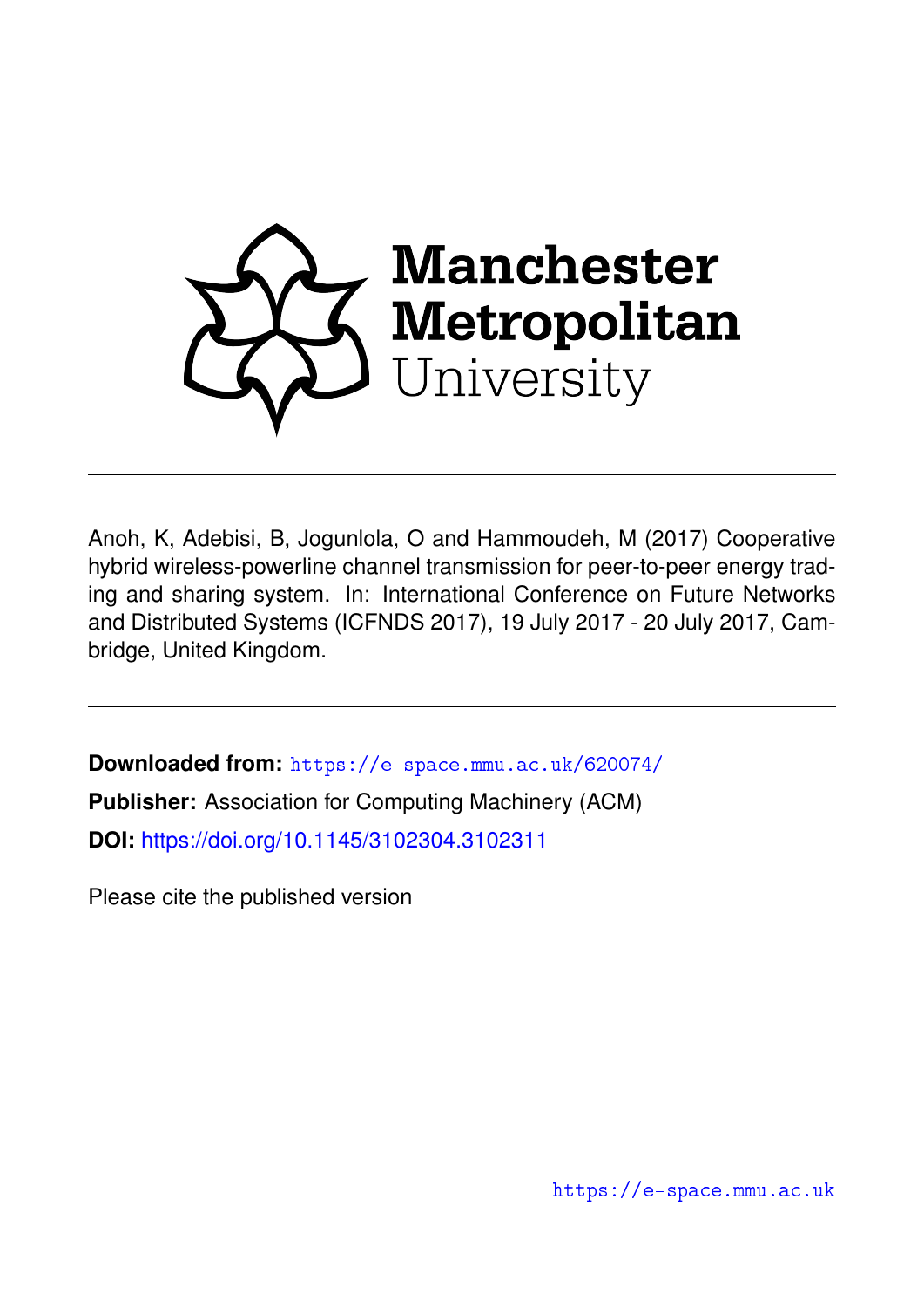Manchester Metropolitan University

---

Anoh, K, Adebisi, B, Jogunlola, O and Hammoudeh, M (2017) Cooperative hybrid wireless-powerline channel transmission for peer-to-peer energy trading and sharing system. In: International Conference on Future Networks and Distributed Systems (ICFNDS 2017), 19 July 2017 - 20 July 2017, Cambridge, United Kingdom.

---

**Downloaded from:** https://e-space.mmu.ac.uk/620074/

**Publisher:** Association for Computing Machinery (ACM)

**DOI:** https://doi.org/10.1145/3102304.3102311

Please cite the published version

https://e-space.mmu.ac.uk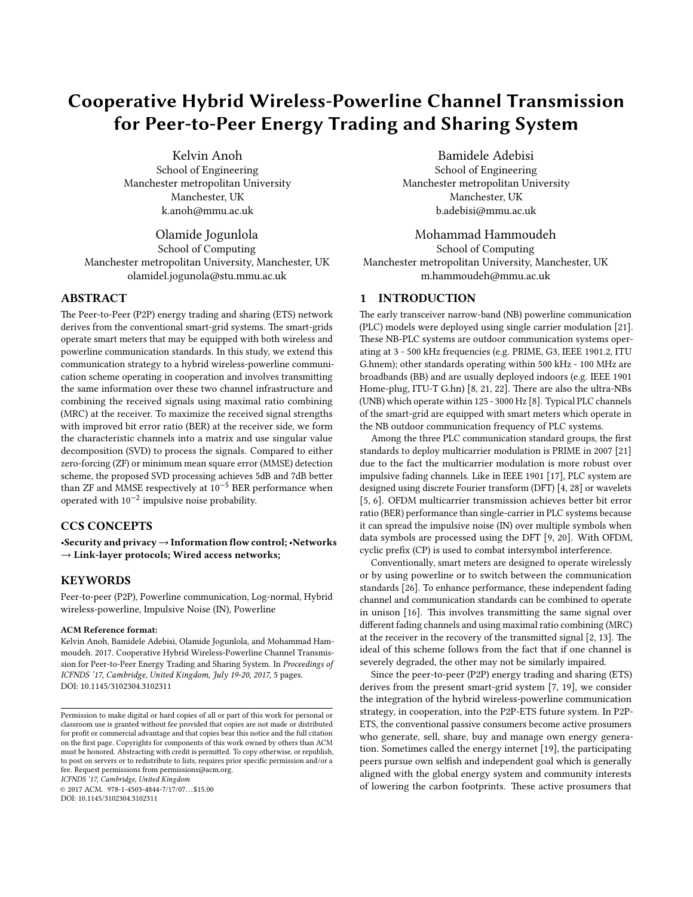# Cooperative Hybrid Wireless-Powerline Channel Transmission for Peer-to-Peer Energy Trading and Sharing System

Kelvin Anoh
School of Engineering
Manchester metropolitan University
Manchester, UK
k.anoh@mmu.ac.uk

Bamidele Adebisi
School of Engineering
Manchester metropolitan University
Manchester, UK
b.adebisi@mmu.ac.uk

Olamide Jogunlola
School of Computing
Manchester metropolitan University, Manchester, UK
olamidel.jogunola@stu.mmu.ac.uk

Mohammad Hammoudeh
School of Computing
Manchester metropolitan University, Manchester, UK
m.hammoudeh@mmu.ac.uk

## ABSTRACT

The Peer-to-Peer (P2P) energy trading and sharing (ETS) network derives from the conventional smart-grid systems. The smart-grids operate smart meters that may be equipped with both wireless and powerline communication standards. In this study, we extend this communication strategy to a hybrid wireless-powerline communication scheme operating in cooperation and involves transmitting the same information over these two channel infrastructure and combining the received signals using maximal ratio combining (MRC) at the receiver. To maximize the received signal strengths with improved bit error ratio (BER) at the receiver side, we form the characteristic channels into a matrix and use singular value decomposition (SVD) to process the signals. Compared to either zero-forcing (ZF) or minimum mean square error (MMSE) detection scheme, the proposed SVD processing achieves 5dB and 7dB better than ZF and MMSE respectively at $10^{-5}$ BER performance when operated with $10^{-2}$ impulsive noise probability.

## CCS CONCEPTS

**•Security and privacy → Information flow control; •Networks → Link-layer protocols; Wired access networks;**

## KEYWORDS

Peer-to-peer (P2P), Powerline communication, Log-normal, Hybrid wireless-powerline, Impulsive Noise (IN), Powerline

**ACM Reference format:**
Kelvin Anoh, Bamidele Adebisi, Olamide Jogunlola, and Mohammad Hammoudeh. 2017. Cooperative Hybrid Wireless-Powerline Channel Transmission for Peer-to-Peer Energy Trading and Sharing System. In *Proceedings of ICFNDS '17, Cambridge, United Kingdom, July 19-20, 2017,* 5 pages.
DOI: 10.1145/3102304.3102311

Permission to make digital or hard copies of all or part of this work for personal or classroom use is granted without fee provided that copies are not made or distributed for profit or commercial advantage and that copies bear this notice and the full citation on the first page. Copyrights for components of this work owned by others than ACM must be honored. Abstracting with credit is permitted. To copy otherwise, or republish, to post on servers or to redistribute to lists, requires prior specific permission and/or a fee. Request permissions from permissions@acm.org.
*ICFNDS '17, Cambridge, United Kingdom*
© 2017 ACM. 978-1-4503-4844-7/17/07…$15.00
DOI: 10.1145/3102304.3102311

## 1 INTRODUCTION

The early transceiver narrow-band (NB) powerline communication (PLC) models were deployed using single carrier modulation [21]. These NB-PLC systems are outdoor communication systems operating at 3 - 500 kHz frequencies (e.g. PRIME, G3, IEEE 1901.2, ITU G.hnem); other standards operating within 500 kHz - 100 MHz are broadbands (BB) and are usually deployed indoors (e.g. IEEE 1901 Home-plug, ITU-T G.hn) [8, 21, 22]. There are also the ultra-NBs (UNB) which operate within 125 - 3000 Hz [8]. Typical PLC channels of the smart-grid are equipped with smart meters which operate in the NB outdoor communication frequency of PLC systems.

Among the three PLC communication standard groups, the first standards to deploy multicarrier modulation is PRIME in 2007 [21] due to the fact the multicarrier modulation is more robust over impulsive fading channels. Like in IEEE 1901 [17], PLC system are designed using discrete Fourier transform (DFT) [4, 28] or wavelets [5, 6]. OFDM multicarrier transmission achieves better bit error ratio (BER) performance than single-carrier in PLC systems because it can spread the impulsive noise (IN) over multiple symbols when data symbols are processed using the DFT [9, 20]. With OFDM, cyclic prefix (CP) is used to combat intersymbol interference.

Conventionally, smart meters are designed to operate wirelessly or by using powerline or to switch between the communication standards [26]. To enhance performance, these independent fading channel and communication standards can be combined to operate in unison [16]. This involves transmitting the same signal over different fading channels and using maximal ratio combining (MRC) at the receiver in the recovery of the transmitted signal [2, 13]. The ideal of this scheme follows from the fact that if one channel is severely degraded, the other may not be similarly impaired.

Since the peer-to-peer (P2P) energy trading and sharing (ETS) derives from the present smart-grid system [7, 19], we consider the integration of the hybrid wireless-powerline communication strategy, in cooperation, into the P2P-ETS future system. In P2P-ETS, the conventional passive consumers become active prosumers who generate, sell, share, buy and manage own energy generation. Sometimes called the energy internet [19], the participating peers pursue own selfish and independent goal which is generally aligned with the global energy system and community interests of lowering the carbon footprints. These active prosumers that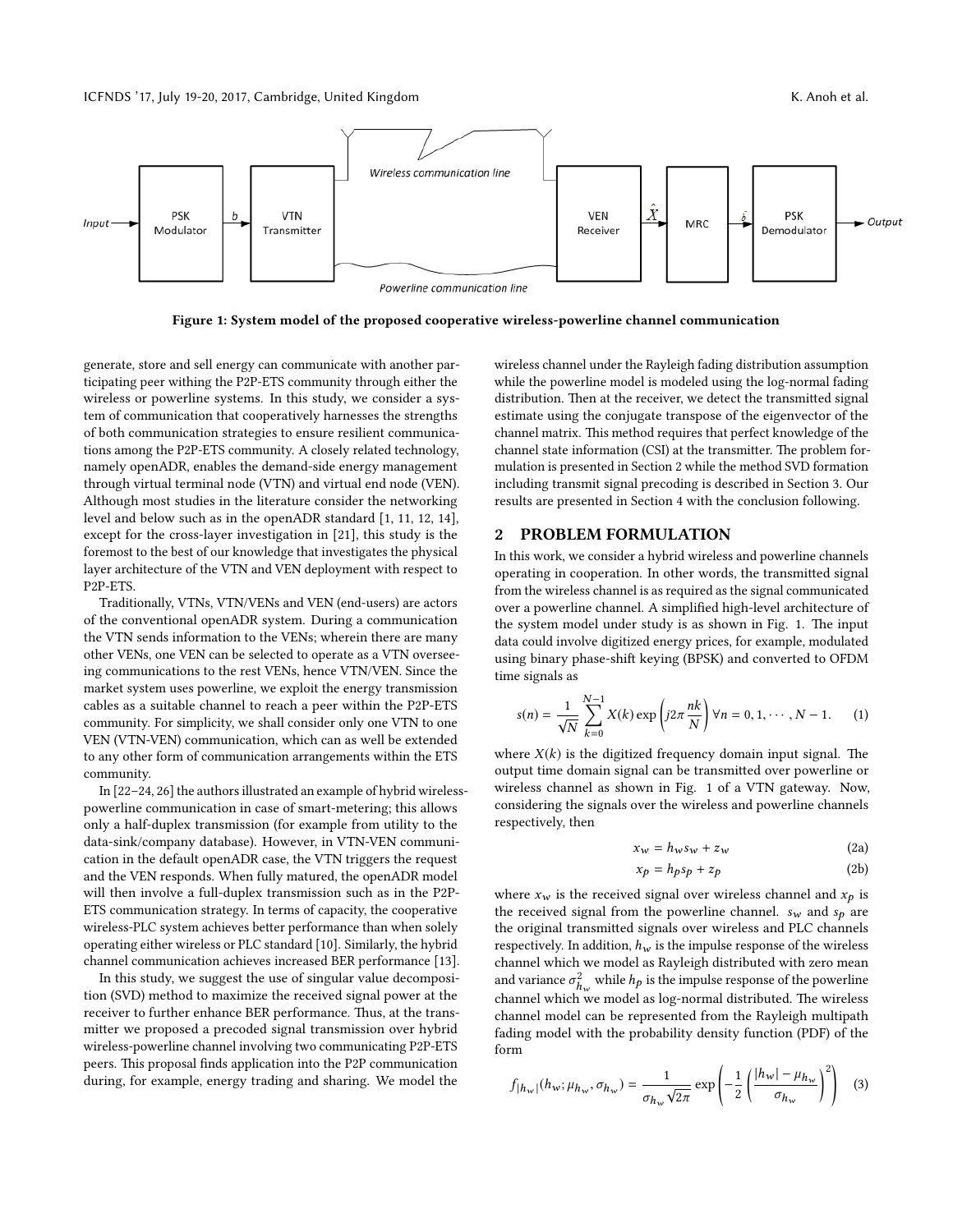Figure 1: System model of the proposed cooperative wireless-powerline channel communication

generate, store and sell energy can communicate with another participating peer withing the P2P-ETS community through either the wireless or powerline systems. In this study, we consider a system of communication that cooperatively harnesses the strengths of both communication strategies to ensure resilient communications among the P2P-ETS community. A closely related technology, namely openADR, enables the demand-side energy management through virtual terminal node (VTN) and virtual end node (VEN). Although most studies in the literature consider the networking level and below such as in the openADR standard [1, 11, 12, 14], except for the cross-layer investigation in [21], this study is the foremost to the best of our knowledge that investigates the physical layer architecture of the VTN and VEN deployment with respect to P2P-ETS.

Traditionally, VTNs, VTN/VENs and VEN (end-users) are actors of the conventional openADR system. During a communication the VTN sends information to the VENs; wherein there are many other VENs, one VEN can be selected to operate as a VTN overseeing communications to the rest VENs, hence VTN/VEN. Since the market system uses powerline, we exploit the energy transmission cables as a suitable channel to reach a peer within the P2P-ETS community. For simplicity, we shall consider only one VTN to one VEN (VTN-VEN) communication, which can as well be extended to any other form of communication arrangements within the ETS community.

In [22–24, 26] the authors illustrated an example of hybrid wireless-powerline communication in case of smart-metering; this allows only a half-duplex transmission (for example from utility to the data-sink/company database). However, in VTN-VEN communication in the default openADR case, the VTN triggers the request and the VEN responds. When fully matured, the openADR model will then involve a full-duplex transmission such as in the P2P-ETS communication strategy. In terms of capacity, the cooperative wireless-PLC system achieves better performance than when solely operating either wireless or PLC standard [10]. Similarly, the hybrid channel communication achieves increased BER performance [13].

In this study, we suggest the use of singular value decomposition (SVD) method to maximize the received signal power at the receiver to further enhance BER performance. Thus, at the transmitter we proposed a precoded signal transmission over hybrid wireless-powerline channel involving two communicating P2P-ETS peers. This proposal finds application into the P2P communication during, for example, energy trading and sharing. We model the wireless channel under the Rayleigh fading distribution assumption while the powerline model is modeled using the log-normal fading distribution. Then at the receiver, we detect the transmitted signal estimate using the conjugate transpose of the eigenvector of the channel matrix. This method requires that perfect knowledge of the channel state information (CSI) at the transmitter. The problem formulation is presented in Section 2 while the method SVD formation including transmit signal precoding is described in Section 3. Our results are presented in Section 4 with the conclusion following.

## 2 PROBLEM FORMULATION

In this work, we consider a hybrid wireless and powerline channels operating in cooperation. In other words, the transmitted signal from the wireless channel is as required as the signal communicated over a powerline channel. A simplified high-level architecture of the system model under study is as shown in Fig. 1. The input data could involve digitized energy prices, for example, modulated using binary phase-shift keying (BPSK) and converted to OFDM time signals as

$$s(n) = \frac{1}{\sqrt{N}} \sum_{k=0}^{N-1} X(k) \exp\left(j2\pi \frac{nk}{N}\right) \forall n = 0, 1, \cdots, N-1. \quad (1)$$

where $X(k)$ is the digitized frequency domain input signal. The output time domain signal can be transmitted over powerline or wireless channel as shown in Fig. 1 of a VTN gateway. Now, considering the signals over the wireless and powerline channels respectively, then

$$x_w = h_w s_w + z_w \quad (2a)$$

$$x_p = h_p s_p + z_p \quad (2b)$$

where $x_w$ is the received signal over wireless channel and $x_p$ is the received signal from the powerline channel. $s_w$ and $s_p$ are the original transmitted signals over wireless and PLC channels respectively. In addition, $h_w$ is the impulse response of the wireless channel which we model as Rayleigh distributed with zero mean and variance $\sigma_{h_w}^2$ while $h_p$ is the impulse response of the powerline channel which we model as log-normal distributed. The wireless channel model can be represented from the Rayleigh multipath fading model with the probability density function (PDF) of the form

$$f_{|h_w|}(h_w; \mu_{h_w}, \sigma_{h_w}) = \frac{1}{\sigma_{h_w}\sqrt{2\pi}} \exp\left(-\frac{1}{2}\left(\frac{|h_w| - \mu_{h_w}}{\sigma_{h_w}}\right)^2\right) \quad (3)$$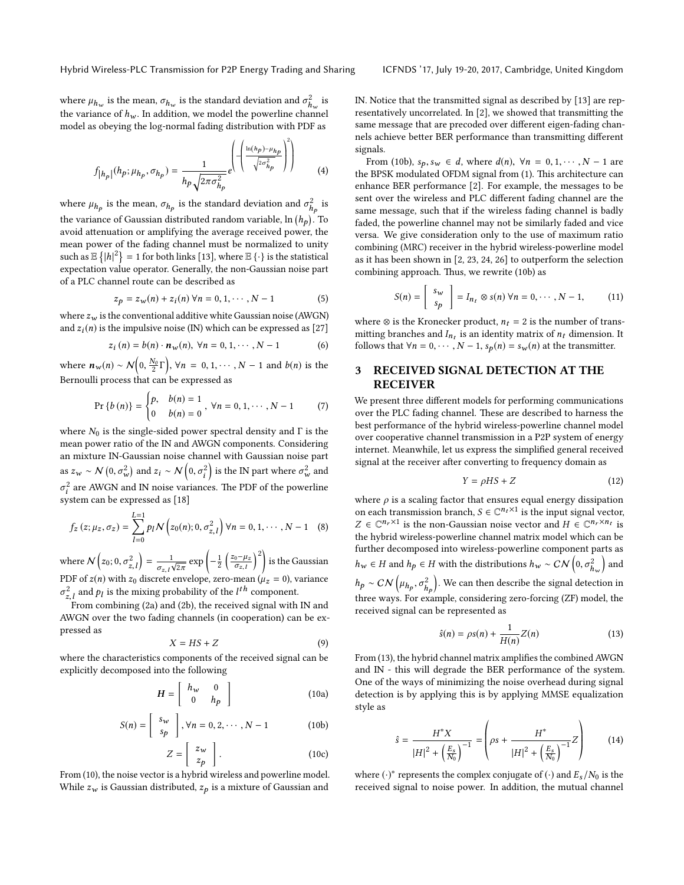where $\mu_{h_w}$ is the mean, $\sigma_{h_w}$ is the standard deviation and $\sigma^2_{h_w}$ is the variance of $h_w$. In addition, we model the powerline channel model as obeying the log-normal fading distribution with PDF as

$$f_{|h_p|}(h_p; \mu_{h_p}, \sigma_{h_p}) = \frac{1}{h_p\sqrt{2\pi\sigma^2_{h_p}}} e^{\left(-\left(\frac{\ln(h_p)-\mu_{h_p}}{\sqrt{2\sigma^2_{h_p}}}\right)^2\right)} \tag{4}$$

where $\mu_{h_p}$ is the mean, $\sigma_{h_p}$ is the standard deviation and $\sigma^2_{h_p}$ is the variance of Gaussian distributed random variable, $\ln(h_p)$. To avoid attenuation or amplifying the average received power, the mean power of the fading channel must be normalized to unity such as $\mathbb{E}\{|h|^2\} = 1$ for both links [13], where $\mathbb{E}\{\cdot\}$ is the statistical expectation value operator. Generally, the non-Gaussian noise part of a PLC channel route can be described as

$$z_p = z_w(n) + z_i(n) \; \forall n = 0, 1, \cdots, N-1 \tag{5}$$

where $z_w$ is the conventional additive white Gaussian noise (AWGN) and $z_i(n)$ is the impulsive noise (IN) which can be expressed as [27]

$$z_i(n) = b(n) \cdot \boldsymbol{n}_w(n), \; \forall n = 0, 1, \cdots, N-1 \tag{6}$$

where $\boldsymbol{n}_w(n) \sim \mathcal{N}\left(0, \frac{N_0}{2}\Gamma\right)$, $\forall n = 0, 1, \cdots, N-1$ and $b(n)$ is the Bernoulli process that can be expressed as

$$\Pr\{b(n)\} = \begin{cases} p, & b(n) = 1 \\ 0 & b(n) = 0 \end{cases}, \; \forall n = 0, 1, \cdots, N-1 \tag{7}$$

where $N_0$ is the single-sided power spectral density and $\Gamma$ is the mean power ratio of the IN and AWGN components. Considering an mixture IN-Gaussian noise channel with Gaussian noise part as $z_w \sim \mathcal{N}(0, \sigma^2_w)$ and $z_i \sim \mathcal{N}(0, \sigma^2_i)$ is the IN part where $\sigma^2_w$ and $\sigma^2_i$ are AWGN and IN noise variances. The PDF of the powerline system can be expressed as [18]

$$f_z(z; \mu_z, \sigma_z) = \sum_{l=0}^{L=1} p_l \mathcal{N}\left(z_0(n); 0, \sigma^2_{z,l}\right) \forall n = 0, 1, \cdots, N-1 \tag{8}$$

where $\mathcal{N}\left(z_0; 0, \sigma^2_{z,l}\right) = \frac{1}{\sigma_{z,l}\sqrt{2\pi}} \exp\left(-\frac{1}{2}\left(\frac{z_0-\mu_z}{\sigma_{z,l}}\right)^2\right)$ is the Gaussian PDF of $z(n)$ with $z_0$ discrete envelope, zero-mean ($\mu_z = 0$), variance $\sigma^2_{z,l}$ and $p_l$ is the mixing probability of the $l^{th}$ component.

From combining (2a) and (2b), the received signal with IN and AWGN over the two fading channels (in cooperation) can be expressed as

$$X = HS + Z \tag{9}$$

where the characteristics components of the received signal can be explicitly decomposed into the following

$$\boldsymbol{H} = \begin{bmatrix} h_w & 0 \\ 0 & h_p \end{bmatrix} \tag{10a}$$

$$S(n) = \begin{bmatrix} s_w \\ s_p \end{bmatrix}, \forall n = 0, 2, \cdots, N-1 \tag{10b}$$

$$Z = \begin{bmatrix} z_w \\ z_p \end{bmatrix}. \tag{10c}$$

From (10), the noise vector is a hybrid wireless and powerline model. While $z_w$ is Gaussian distributed, $z_p$ is a mixture of Gaussian and IN. Notice that the transmitted signal as described by [13] are representatively uncorrelated. In [2], we showed that transmitting the same message that are precoded over different eigen-fading channels achieve better BER performance than transmitting different signals.

From (10b), $s_p, s_w \in d$, where $d(n)$, $\forall n = 0, 1, \cdots, N-1$ are the BPSK modulated OFDM signal from (1). This architecture can enhance BER performance [2]. For example, the messages to be sent over the wireless and PLC different fading channel are the same message, such that if the wireless fading channel is badly faded, the powerline channel may not be similarly faded and vice versa. We give consideration only to the use of maximum ratio combining (MRC) receiver in the hybrid wireless-powerline model as it has been shown in [2, 23, 24, 26] to outperform the selection combining approach. Thus, we rewrite (10b) as

$$S(n) = \begin{bmatrix} s_w \\ s_p \end{bmatrix} = I_{n_t} \otimes s(n) \; \forall n = 0, \cdots, N-1, \tag{11}$$

where $\otimes$ is the Kronecker product, $n_t = 2$ is the number of transmitting branches and $I_{n_t}$ is an identity matrix of $n_t$ dimension. It follows that $\forall n = 0, \cdots, N-1$, $s_p(n) = s_w(n)$ at the transmitter.

## 3 RECEIVED SIGNAL DETECTION AT THE RECEIVER

We present three different models for performing communications over the PLC fading channel. These are described to harness the best performance of the hybrid wireless-powerline channel model over cooperative channel transmission in a P2P system of energy internet. Meanwhile, let us express the simplified general received signal at the receiver after converting to frequency domain as

$$Y = \rho HS + Z \tag{12}$$

where $\rho$ is a scaling factor that ensures equal energy dissipation on each transmission branch, $S \in \mathbb{C}^{n_t \times 1}$ is the input signal vector, $Z \in \mathbb{C}^{n_r \times 1}$ is the non-Gaussian noise vector and $H \in \mathbb{C}^{n_r \times n_t}$ is the hybrid wireless-powerline channel matrix model which can be further decomposed into wireless-powerline component parts as $h_w \in H$ and $h_p \in H$ with the distributions $h_w \sim \mathcal{CN}\left(0, \sigma^2_{h_w}\right)$ and $h_p \sim \mathcal{CN}\left(\mu_{h_p}, \sigma^2_{h_p}\right)$. We can then describe the signal detection in three ways. For example, considering zero-forcing (ZF) model, the received signal can be represented as

$$\hat{s}(n) = \rho s(n) + \frac{1}{H(n)} Z(n) \tag{13}$$

From (13), the hybrid channel matrix amplifies the combined AWGN and IN - this will degrade the BER performance of the system. One of the ways of minimizing the noise overhead during signal detection is by applying this is by applying MMSE equalization style as

$$\hat{s} = \frac{H^* X}{|H|^2 + \left(\frac{E_s}{N_0}\right)^{-1}} = \left(\rho s + \frac{H^*}{|H|^2 + \left(\frac{E_s}{N_0}\right)^{-1}} Z\right) \tag{14}$$

where $(\cdot)^*$ represents the complex conjugate of $(\cdot)$ and $E_s/N_0$ is the received signal to noise power. In addition, the mutual channel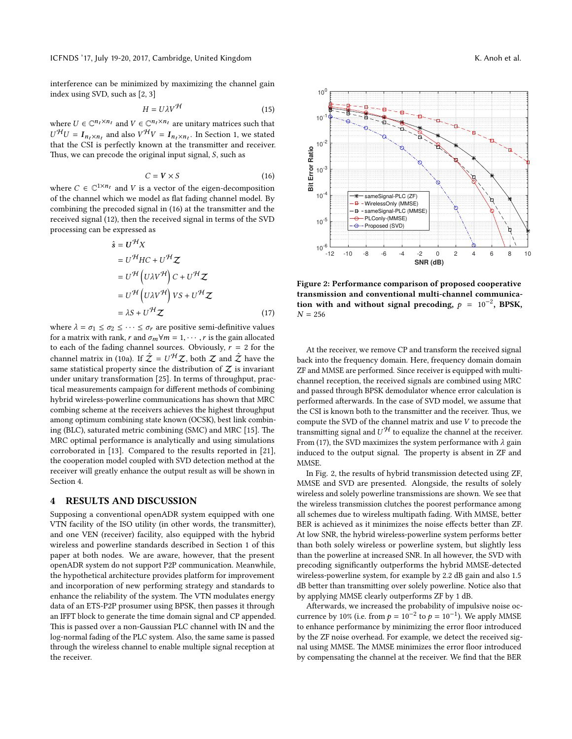interference can be minimized by maximizing the channel gain index using SVD, such as [2, 3]

$$H = U\lambda V^{\mathcal{H}} \tag{15}$$

where $U \in \mathbb{C}^{n_t \times n_t}$ and $V \in \mathbb{C}^{n_t \times n_t}$ are unitary matrices such that $U^{\mathcal{H}}U = \boldsymbol{I}_{n_t \times n_t}$ and also $V^{\mathcal{H}}V = \boldsymbol{I}_{n_t \times n_t}$. In Section 1, we stated that the CSI is perfectly known at the transmitter and receiver. Thus, we can precode the original input signal, $S$, such as

$$C = \boldsymbol{V} \times S \tag{16}$$

where $C \in \mathbb{C}^{1 \times n_t}$ and $V$ is a vector of the eigen-decomposition of the channel which we model as flat fading channel model. By combining the precoded signal in (16) at the transmitter and the received signal (12), then the received signal in terms of the SVD processing can be expressed as

$$\begin{aligned}
\hat{\boldsymbol{s}} &= \boldsymbol{U}^{\mathcal{H}}X \\
&= U^{\mathcal{H}}HC + U^{\mathcal{H}}\mathcal{Z} \\
&= U^{\mathcal{H}}\left(U\lambda V^{\mathcal{H}}\right)C + U^{\mathcal{H}}\mathcal{Z} \\
&= U^{\mathcal{H}}\left(U\lambda V^{\mathcal{H}}\right)VS + U^{\mathcal{H}}\mathcal{Z} \\
&= \lambda S + U^{\mathcal{H}}\mathcal{Z}
\end{aligned} \tag{17}$$

where $\lambda = \sigma_1 \leq \sigma_2 \leq \cdots \leq \sigma_r$ are positive semi-definitive values for a matrix with rank, $r$ and $\sigma_m \forall m = 1, \cdots, r$ is the gain allocated to each of the fading channel sources. Obviously, $r = 2$ for the channel matrix in (10a). If $\hat{\mathcal{Z}} = U^{\mathcal{H}}\mathcal{Z}$, both $\mathcal{Z}$ and $\hat{\mathcal{Z}}$ have the same statistical property since the distribution of $\mathcal{Z}$ is invariant under unitary transformation [25]. In terms of throughput, practical measurements campaign for different methods of combining hybrid wireless-powerline communications has shown that MRC combing scheme at the receivers achieves the highest throughput among optimum combining state known (OCSK), best link combining (BLC), saturated metric combining (SMC) and MRC [15]. The MRC optimal performance is analytically and using simulations corroborated in [13]. Compared to the results reported in [21], the cooperation model coupled with SVD detection method at the receiver will greatly enhance the output result as will be shown in Section 4.

## 4 RESULTS AND DISCUSSION

Supposing a conventional openADR system equipped with one VTN facility of the ISO utility (in other words, the transmitter), and one VEN (receiver) facility, also equipped with the hybrid wireless and powerline standards described in Section 1 of this paper at both nodes. We are aware, however, that the present openADR system do not support P2P communication. Meanwhile, the hypothetical architecture provides platform for improvement and incorporation of new performing strategy and standards to enhance the reliability of the system. The VTN modulates energy data of an ETS-P2P prosumer using BPSK, then passes it through an IFFT block to generate the time domain signal and CP appended. This is passed over a non-Gaussian PLC channel with IN and the log-normal fading of the PLC system. Also, the same same is passed through the wireless channel to enable multiple signal reception at the receiver.

**Figure 2: Performance comparison of proposed cooperative transmission and conventional multi-channel communication with and without signal precoding, $p = 10^{-2}$, BPSK, $N = 256$**

At the receiver, we remove CP and transform the received signal back into the frequency domain. Here, frequency domain domain ZF and MMSE are performed. Since receiver is equipped with multi-channel reception, the received signals are combined using MRC and passed through BPSK demodulator whence error calculation is performed afterwards. In the case of SVD model, we assume that the CSI is known both to the transmitter and the receiver. Thus, we compute the SVD of the channel matrix and use $V$ to precode the transmitting signal and $U^{\mathcal{H}}$ to equalize the channel at the receiver. From (17), the SVD maximizes the system performance with $\lambda$ gain induced to the output signal. The property is absent in ZF and MMSE.

In Fig. 2, the results of hybrid transmission detected using ZF, MMSE and SVD are presented. Alongside, the results of solely wireless and solely powerline transmissions are shown. We see that the wireless transmission clutches the poorest performance among all schemes due to wireless multipath fading. With MMSE, better BER is achieved as it minimizes the noise effects better than ZF. At low SNR, the hybrid wireless-powerline system performs better than both solely wireless or powerline system, but slightly less than the powerline at increased SNR. In all however, the SVD with precoding significantly outperforms the hybrid MMSE-detected wireless-powerline system, for example by 2.2 dB gain and also 1.5 dB better than transmitting over solely powerline. Notice also that by applying MMSE clearly outperforms ZF by 1 dB.

Afterwards, we increased the probability of impulsive noise occurrence by 10% (i.e. from $p = 10^{-2}$ to $p = 10^{-1}$). We apply MMSE to enhance performance by minimizing the error floor introduced by the ZF noise overhead. For example, we detect the received signal using MMSE. The MMSE minimizes the error floor introduced by compensating the channel at the receiver. We find that the BER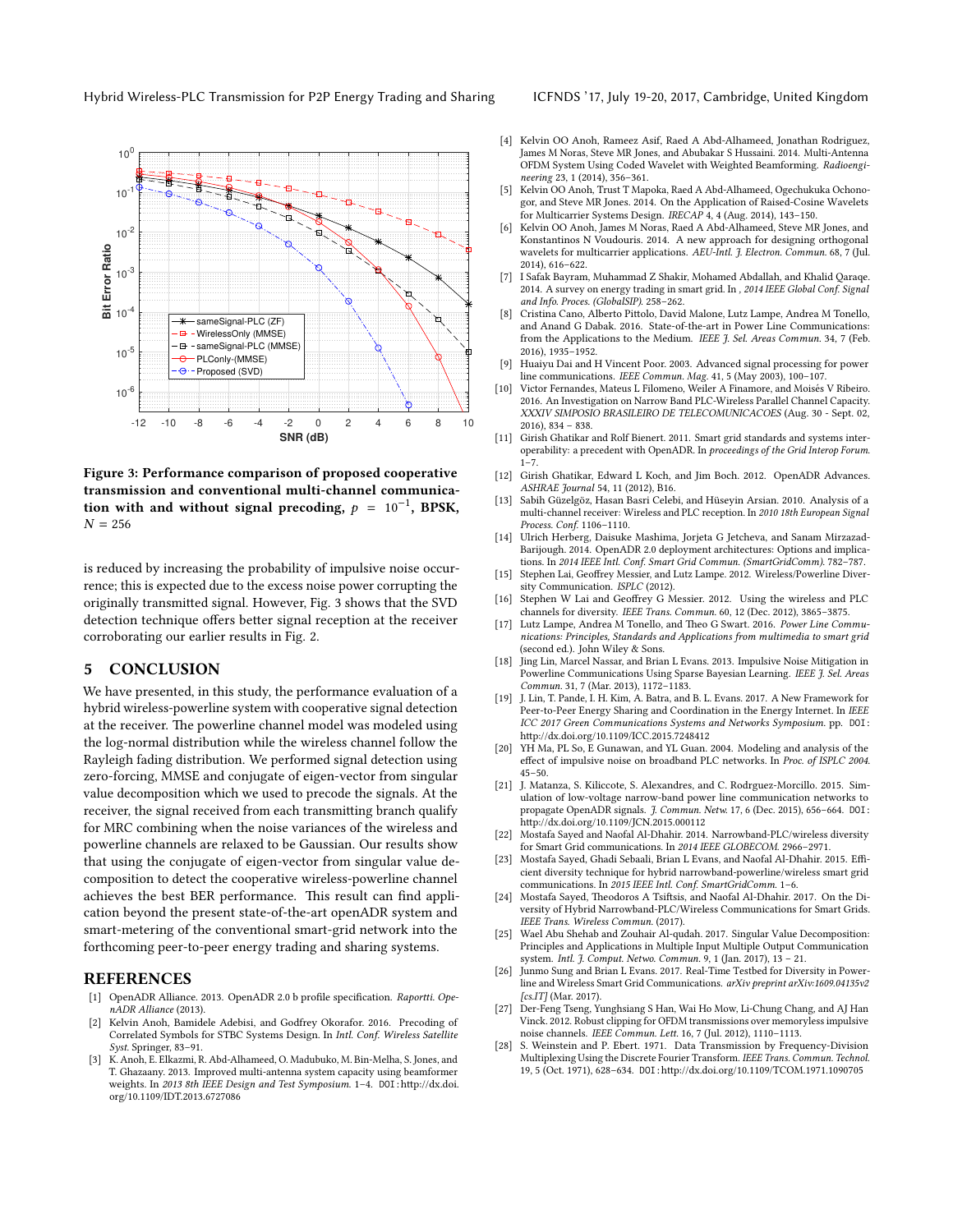$10^0$
$10^{-1}$
$10^{-2}$
$10^{-3}$
$10^{-4}$
$10^{-5}$
$10^{-6}$

Bit Error Ratio

-12 -10 -8 -6 -4 -2 0 2 4 6 8 10

SNR (dB)

sameSignal-PLC (ZF)
WirelessOnly (MMSE)
sameSignal-PLC (MMSE)
PLConly-(MMSE)
Proposed (SVD)

**Figure 3: Performance comparison of proposed cooperative transmission and conventional multi-channel communication with and without signal precoding, $p = 10^{-1}$, BPSK, $N = 256$**

is reduced by increasing the probability of impulsive noise occurrence; this is expected due to the excess noise power corrupting the originally transmitted signal. However, Fig. 3 shows that the SVD detection technique offers better signal reception at the receiver corroborating our earlier results in Fig. 2.

## 5 CONCLUSION

We have presented, in this study, the performance evaluation of a hybrid wireless-powerline system with cooperative signal detection at the receiver. The powerline channel model was modeled using the log-normal distribution while the wireless channel follow the Rayleigh fading distribution. We performed signal detection using zero-forcing, MMSE and conjugate of eigen-vector from singular value decomposition which we used to precode the signals. At the receiver, the signal received from each transmitting branch qualify for MRC combining when the noise variances of the wireless and powerline channels are relaxed to be Gaussian. Our results show that using the conjugate of eigen-vector from singular value decomposition to detect the cooperative wireless-powerline channel achieves the best BER performance. This result can find application beyond the present state-of-the-art openADR system and smart-metering of the conventional smart-grid network into the forthcoming peer-to-peer energy trading and sharing systems.

## REFERENCES

[1] OpenADR Alliance. 2013. OpenADR 2.0 b profile specification. *Raportti. OpenADR Alliance* (2013).

[2] Kelvin Anoh, Bamidele Adebisi, and Godfrey Okorafor. 2016. Precoding of Correlated Symbols for STBC Systems Design. In *Intl. Conf. Wireless Satellite Syst.* Springer, 83–91.

[3] K. Anoh, E. Elkazmi, R. Abd-Alhameed, O. Madubuko, M. Bin-Melha, S. Jones, and T. Ghazaany. 2013. Improved multi-antenna system capacity using beamformer weights. In *2013 8th IEEE Design and Test Symposium.* 1–4. DOI: http://dx.doi.org/10.1109/IDT.2013.6727086

[4] Kelvin OO Anoh, Rameez Asif, Raed A Abd-Alhameed, Jonathan Rodriguez, James M Noras, Steve MR Jones, and Abubakar S Hussaini. 2014. Multi-Antenna OFDM System Using Coded Wavelet with Weighted Beamforming. *Radioengineering* 23, 1 (2014), 356–361.

[5] Kelvin OO Anoh, Trust T Mapoka, Raed A Abd-Alhameed, Ogechukuka Ochonogor, and Steve MR Jones. 2014. On the Application of Raised-Cosine Wavelets for Multicarrier Systems Design. *IRECAP* 4, 4 (Aug. 2014), 143–150.

[6] Kelvin OO Anoh, James M Noras, Raed A Abd-Alhameed, Steve MR Jones, and Konstantinos N Voudouris. 2014. A new approach for designing orthogonal wavelets for multicarrier applications. *AEU-Intl. J. Electron. Commun.* 68, 7 (Jul. 2014), 616–622.

[7] I Safak Bayram, Muhammad Z Shakir, Mohamed Abdallah, and Khalid Qaraqe. 2014. A survey on energy trading in smart grid. In *, 2014 IEEE Global Conf. Signal and Info. Proces. (GlobalSIP).* 258–262.

[8] Cristina Cano, Alberto Pittolo, David Malone, Lutz Lampe, Andrea M Tonello, and Anand G Dabak. 2016. State-of-the-art in Power Line Communications: from the Applications to the Medium. *IEEE J. Sel. Areas Commun.* 34, 7 (Feb. 2016), 1935–1952.

[9] Huaiyu Dai and H Vincent Poor. 2003. Advanced signal processing for power line communications. *IEEE Commun. Mag.* 41, 5 (May 2003), 100–107.

[10] Victor Fernandes, Mateus L Filomeno, Weiler A Finamore, and Moisés V Ribeiro. 2016. An Investigation on Narrow Band PLC-Wireless Parallel Channel Capacity. *XXXIV SIMPOSIO BRASILEIRO DE TELECOMUNICACOES* (Aug. 30 - Sept. 02, 2016), 834 – 838.

[11] Girish Ghatikar and Rolf Bienert. 2011. Smart grid standards and systems interoperability: a precedent with OpenADR. In *proceedings of the Grid Interop Forum.* 1–7.

[12] Girish Ghatikar, Edward L Koch, and Jim Boch. 2012. OpenADR Advances. *ASHRAE Journal* 54, 11 (2012), B16.

[13] Sabih Güzelgöz, Hasan Basri Celebi, and Hüseyin Arsian. 2010. Analysis of a multi-channel receiver: Wireless and PLC reception. In *2010 18th European Signal Process. Conf.* 1106–1110.

[14] Ulrich Herberg, Daisuke Mashima, Jorjeta G Jetcheva, and Sanam Mirzazad-Barijough. 2014. OpenADR 2.0 deployment architectures: Options and implications. In *2014 IEEE Intl. Conf. Smart Grid Commun. (SmartGridComm).* 782–787.

[15] Stephen Lai, Geoffrey Messier, and Lutz Lampe. 2012. Wireless/Powerline Diversity Communication. *ISPLC* (2012).

[16] Stephen W Lai and Geoffrey G Messier. 2012. Using the wireless and PLC channels for diversity. *IEEE Trans. Commun.* 60, 12 (Dec. 2012), 3865–3875.

[17] Lutz Lampe, Andrea M Tonello, and Theo G Swart. 2016. *Power Line Communications: Principles, Standards and Applications from multimedia to smart grid* (second ed.). John Wiley & Sons.

[18] Jing Lin, Marcel Nassar, and Brian L Evans. 2013. Impulsive Noise Mitigation in Powerline Communications Using Sparse Bayesian Learning. *IEEE J. Sel. Areas Commun.* 31, 7 (Mar. 2013), 1172–1183.

[19] J. Lin, T. Pande, I. H. Kim, A. Batra, and B. L. Evans. 2017. A New Framework for Peer-to-Peer Energy Sharing and Coordination in the Energy Internet. In *IEEE ICC 2017 Green Communications Systems and Networks Symposium.* pp. DOI: http://dx.doi.org/10.1109/ICC.2015.7248412

[20] YH Ma, PL So, E Gunawan, and YL Guan. 2004. Modeling and analysis of the effect of impulsive noise on broadband PLC networks. In *Proc. of ISPLC 2004.* 45–50.

[21] J. Matanza, S. Kiliccote, S. Alexandres, and C. Rodrguez-Morcillo. 2015. Simulation of low-voltage narrow-band power line communication networks to propagate OpenADR signals. *J. Commun. Netw.* 17, 6 (Dec. 2015), 656–664. DOI: http://dx.doi.org/10.1109/JCN.2015.000112

[22] Mostafa Sayed and Naofal Al-Dhahir. 2014. Narrowband-PLC/wireless diversity for Smart Grid communications. In *2014 IEEE GLOBECOM.* 2966–2971.

[23] Mostafa Sayed, Ghadi Sebaali, Brian L Evans, and Naofal Al-Dhahir. 2015. Efficient diversity technique for hybrid narrowband-powerline/wireless smart grid communications. In *2015 IEEE Intl. Conf. SmartGridComm.* 1–6.

[24] Mostafa Sayed, Theodoros A Tsiftsis, and Naofal Al-Dhahir. 2017. On the Diversity of Hybrid Narrowband-PLC/Wireless Communications for Smart Grids. *IEEE Trans. Wireless Commun.* (2017).

[25] Wael Abu Shehab and Zouhair Al-qudah. 2017. Singular Value Decomposition: Principles and Applications in Multiple Input Multiple Output Communication system. *Intl. J. Comput. Netwo. Commun.* 9, 1 (Jan. 2017), 13 – 21.

[26] Junmo Sung and Brian L Evans. 2017. Real-Time Testbed for Diversity in Powerline and Wireless Smart Grid Communications. *arXiv preprint arXiv:1609.04135v2 [cs.IT]* (Mar. 2017).

[27] Der-Feng Tseng, Yunghsiang S Han, Wai Ho Mow, Li-Chung Chang, and AJ Han Vinck. 2012. Robust clipping for OFDM transmissions over memoryless impulsive noise channels. *IEEE Commun. Lett.* 16, 7 (Jul. 2012), 1110–1113.

[28] S. Weinstein and P. Ebert. 1971. Data Transmission by Frequency-Division Multiplexing Using the Discrete Fourier Transform. *IEEE Trans. Commun. Technol.* 19, 5 (Oct. 1971), 628–634. DOI: http://dx.doi.org/10.1109/TCOM.1971.1090705